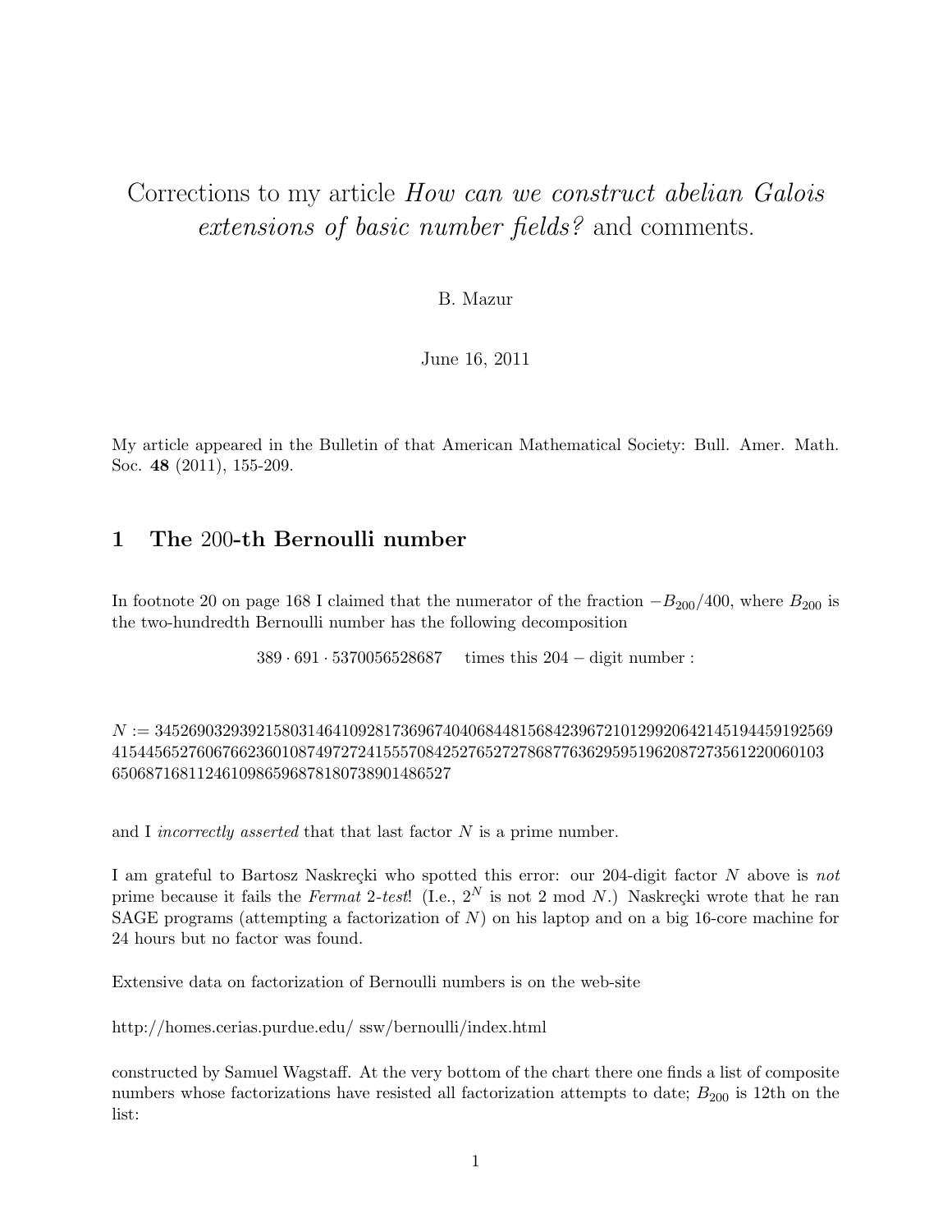# Corrections to my article *How can we construct abelian Galois extensions of basic number fields?* and comments.

B. Mazur

June 16, 2011

My article appeared in the Bulletin of that American Mathematical Society: Bull. Amer. Math. Soc. **48** (2011), 155-209.

## 1 The 200-th Bernoulli number

In footnote 20 on page 168 I claimed that the numerator of the fraction $-B_{200}/400$, where $B_{200}$ is the two-hundredth Bernoulli number has the following decomposition

$$389 \cdot 691 \cdot 5370056528687 \quad \text{times this } 204 - \text{digit number :}$$

$N :=$ 345269032939215803146410928173696740406844815684239672101299206421451944591925694154456527606766236010874972724155570842527652727868776362959519620872735612200601036506871681124610986596878180738901486527

and I *incorrectly asserted* that that last factor $N$ is a prime number.

I am grateful to Bartosz Naskręcki who spotted this error: our 204-digit factor $N$ above is *not* prime because it fails the *Fermat* 2-*test*! (I.e., $2^N$ is not 2 mod $N$.) Naskręcki wrote that he ran SAGE programs (attempting a factorization of $N$) on his laptop and on a big 16-core machine for 24 hours but no factor was found.

Extensive data on factorization of Bernoulli numbers is on the web-site

http://homes.cerias.purdue.edu/ ssw/bernoulli/index.html

constructed by Samuel Wagstaff. At the very bottom of the chart there one finds a list of composite numbers whose factorizations have resisted all factorization attempts to date; $B_{200}$ is 12th on the list: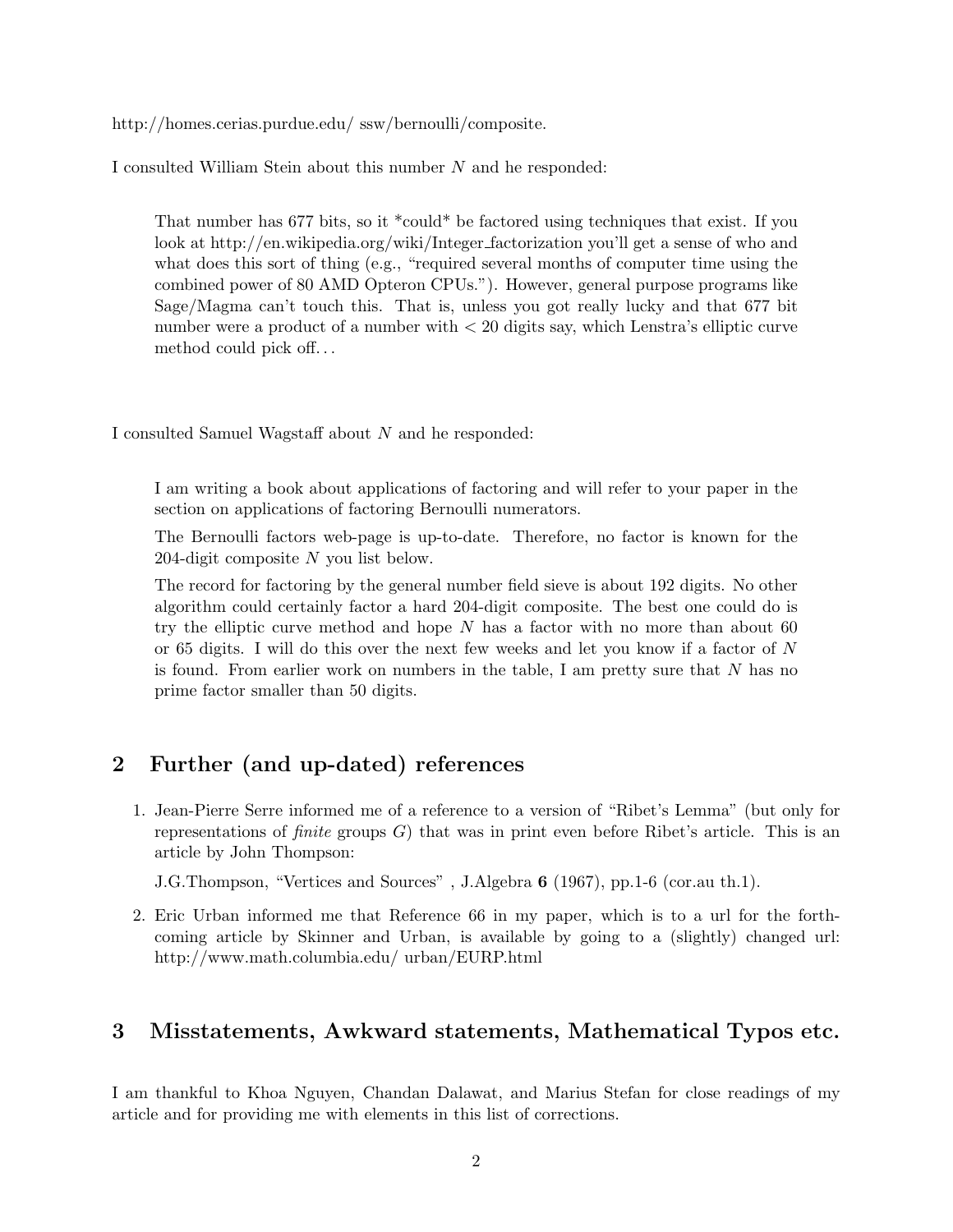http://homes.cerias.purdue.edu/ ssw/bernoulli/composite.

I consulted William Stein about this number $N$ and he responded:

> That number has 677 bits, so it *could* be factored using techniques that exist. If you look at http://en.wikipedia.org/wiki/Integer_factorization you'll get a sense of who and what does this sort of thing (e.g., "required several months of computer time using the combined power of 80 AMD Opteron CPUs."). However, general purpose programs like Sage/Magma can't touch this. That is, unless you got really lucky and that 677 bit number were a product of a number with < 20 digits say, which Lenstra's elliptic curve method could pick off...

I consulted Samuel Wagstaff about $N$ and he responded:

> I am writing a book about applications of factoring and will refer to your paper in the section on applications of factoring Bernoulli numerators.
>
> The Bernoulli factors web-page is up-to-date. Therefore, no factor is known for the 204-digit composite $N$ you list below.
>
> The record for factoring by the general number field sieve is about 192 digits. No other algorithm could certainly factor a hard 204-digit composite. The best one could do is try the elliptic curve method and hope $N$ has a factor with no more than about 60 or 65 digits. I will do this over the next few weeks and let you know if a factor of $N$ is found. From earlier work on numbers in the table, I am pretty sure that $N$ has no prime factor smaller than 50 digits.

## 2 Further (and up-dated) references

1. Jean-Pierre Serre informed me of a reference to a version of "Ribet's Lemma" (but only for representations of *finite* groups $G$) that was in print even before Ribet's article. This is an article by John Thompson:

   J.G.Thompson, "Vertices and Sources" , J.Algebra **6** (1967), pp.1-6 (cor.au th.1).

2. Eric Urban informed me that Reference 66 in my paper, which is to a url for the forthcoming article by Skinner and Urban, is available by going to a (slightly) changed url: http://www.math.columbia.edu/ urban/EURP.html

## 3 Misstatements, Awkward statements, Mathematical Typos etc.

I am thankful to Khoa Nguyen, Chandan Dalawat, and Marius Stefan for close readings of my article and for providing me with elements in this list of corrections.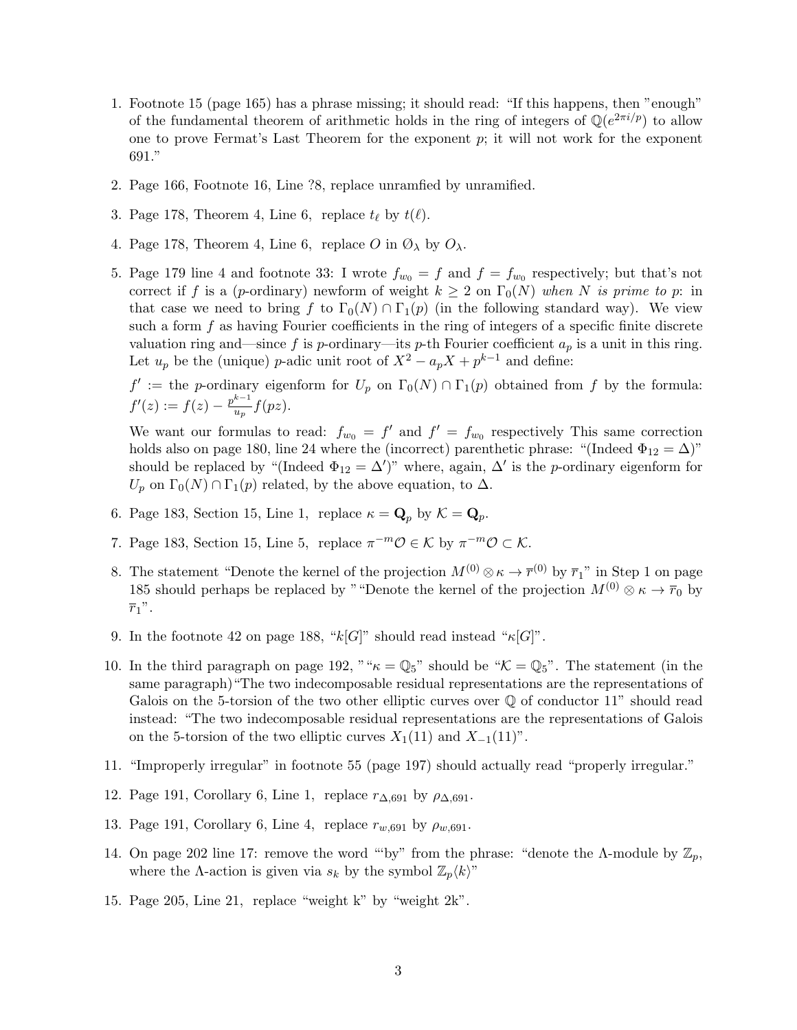1. Footnote 15 (page 165) has a phrase missing; it should read: "If this happens, then "enough" of the fundamental theorem of arithmetic holds in the ring of integers of $\mathbb{Q}(e^{2\pi i/p})$ to allow one to prove Fermat's Last Theorem for the exponent $p$; it will not work for the exponent 691."

2. Page 166, Footnote 16, Line ?8, replace unramfied by unramified.

3. Page 178, Theorem 4, Line 6, replace $t_\ell$ by $t(\ell)$.

4. Page 178, Theorem 4, Line 6, replace $O$ in $\emptyset_\lambda$ by $O_\lambda$.

5. Page 179 line 4 and footnote 33: I wrote $f_{w_0} = f$ and $f = f_{w_0}$ respectively; but that's not correct if $f$ is a ($p$-ordinary) newform of weight $k \geq 2$ on $\Gamma_0(N)$ *when $N$ is prime to $p$*: in that case we need to bring $f$ to $\Gamma_0(N) \cap \Gamma_1(p)$ (in the following standard way). We view such a form $f$ as having Fourier coefficients in the ring of integers of a specific finite discrete valuation ring and—since $f$ is $p$-ordinary—its $p$-th Fourier coefficient $a_p$ is a unit in this ring. Let $u_p$ be the (unique) $p$-adic unit root of $X^2 - a_p X + p^{k-1}$ and define:

   $f'$ := the $p$-ordinary eigenform for $U_p$ on $\Gamma_0(N) \cap \Gamma_1(p)$ obtained from $f$ by the formula: $f'(z) := f(z) - \frac{p^{k-1}}{u_p} f(pz)$.

   We want our formulas to read: $f_{w_0} = f'$ and $f' = f_{w_0}$ respectively This same correction holds also on page 180, line 24 where the (incorrect) parenthetic phrase: "(Indeed $\Phi_{12} = \Delta$)" should be replaced by "(Indeed $\Phi_{12} = \Delta'$)" where, again, $\Delta'$ is the $p$-ordinary eigenform for $U_p$ on $\Gamma_0(N) \cap \Gamma_1(p)$ related, by the above equation, to $\Delta$.

6. Page 183, Section 15, Line 1, replace $\kappa = \mathbf{Q}_p$ by $\mathcal{K} = \mathbf{Q}_p$.

7. Page 183, Section 15, Line 5, replace $\pi^{-m}\mathcal{O} \in \mathcal{K}$ by $\pi^{-m}\mathcal{O} \subset \mathcal{K}$.

8. The statement "Denote the kernel of the projection $M^{(0)} \otimes \kappa \to \overline{r}^{(0)}$ by $\overline{r}_1$" in Step 1 on page 185 should perhaps be replaced by " "Denote the kernel of the projection $M^{(0)} \otimes \kappa \to \overline{r}_0$ by $\overline{r}_1$".

9. In the footnote 42 on page 188, "$k[G]$" should read instead "$\kappa[G]$".

10. In the third paragraph on page 192, " "$\kappa = \mathbb{Q}_5$" should be "$\mathcal{K} = \mathbb{Q}_5$". The statement (in the same paragraph) "The two indecomposable residual representations are the representations of Galois on the 5-torsion of the two other elliptic curves over $\mathbb{Q}$ of conductor 11" should read instead: "The two indecomposable residual representations are the representations of Galois on the 5-torsion of the two elliptic curves $X_1(11)$ and $X_{-1}(11)$".

11. "Improperly irregular" in footnote 55 (page 197) should actually read "properly irregular."

12. Page 191, Corollary 6, Line 1, replace $r_{\Delta,691}$ by $\rho_{\Delta,691}$.

13. Page 191, Corollary 6, Line 4, replace $r_{w,691}$ by $\rho_{w,691}$.

14. On page 202 line 17: remove the word "'by" from the phrase: "denote the $\Lambda$-module by $\mathbb{Z}_p$, where the $\Lambda$-action is given via $s_k$ by the symbol $\mathbb{Z}_p\langle k\rangle$"

15. Page 205, Line 21, replace "weight k" by "weight 2k".